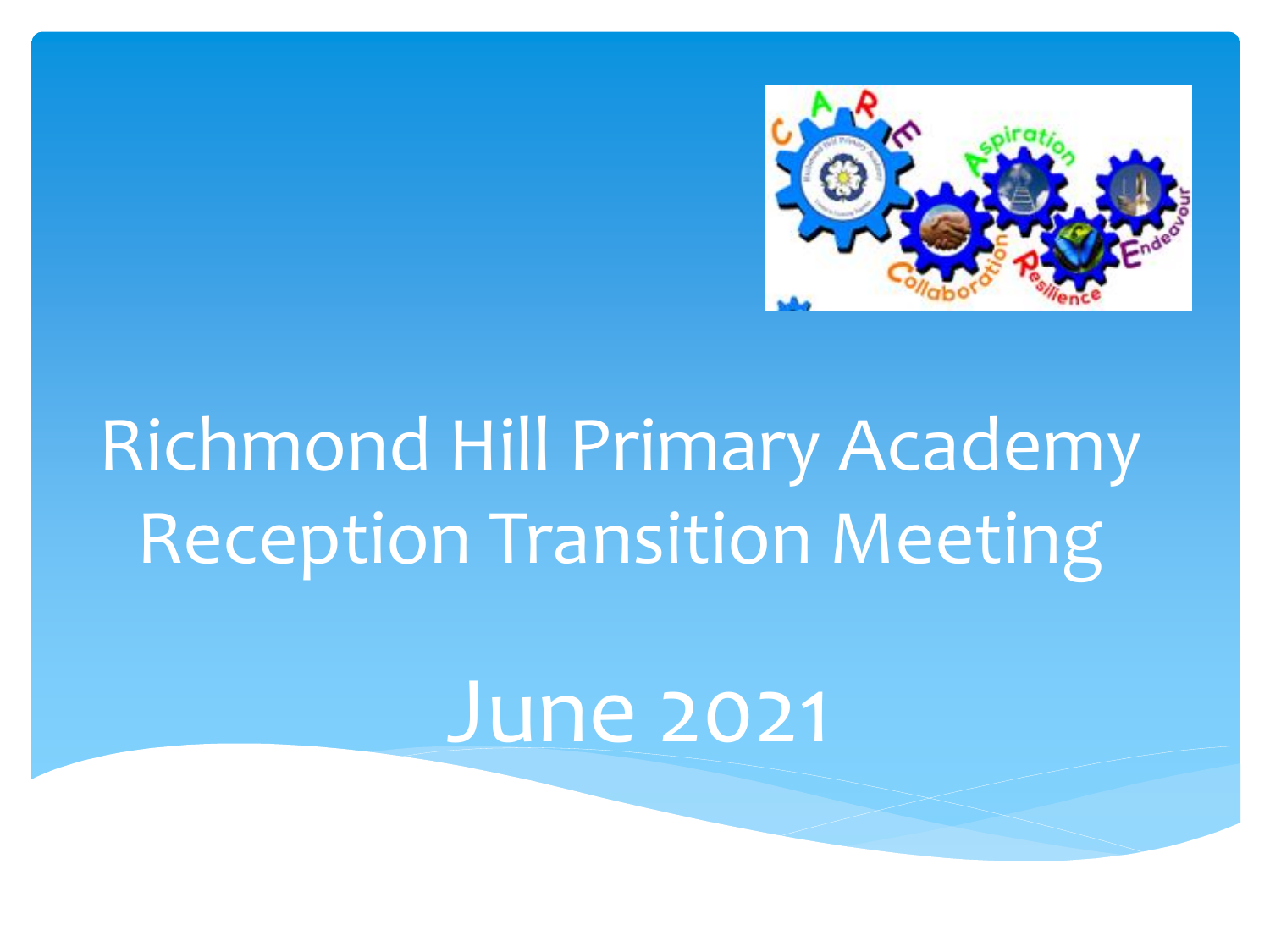# Richmond Hill Primary Academy Reception Transition Meeting

## June 2021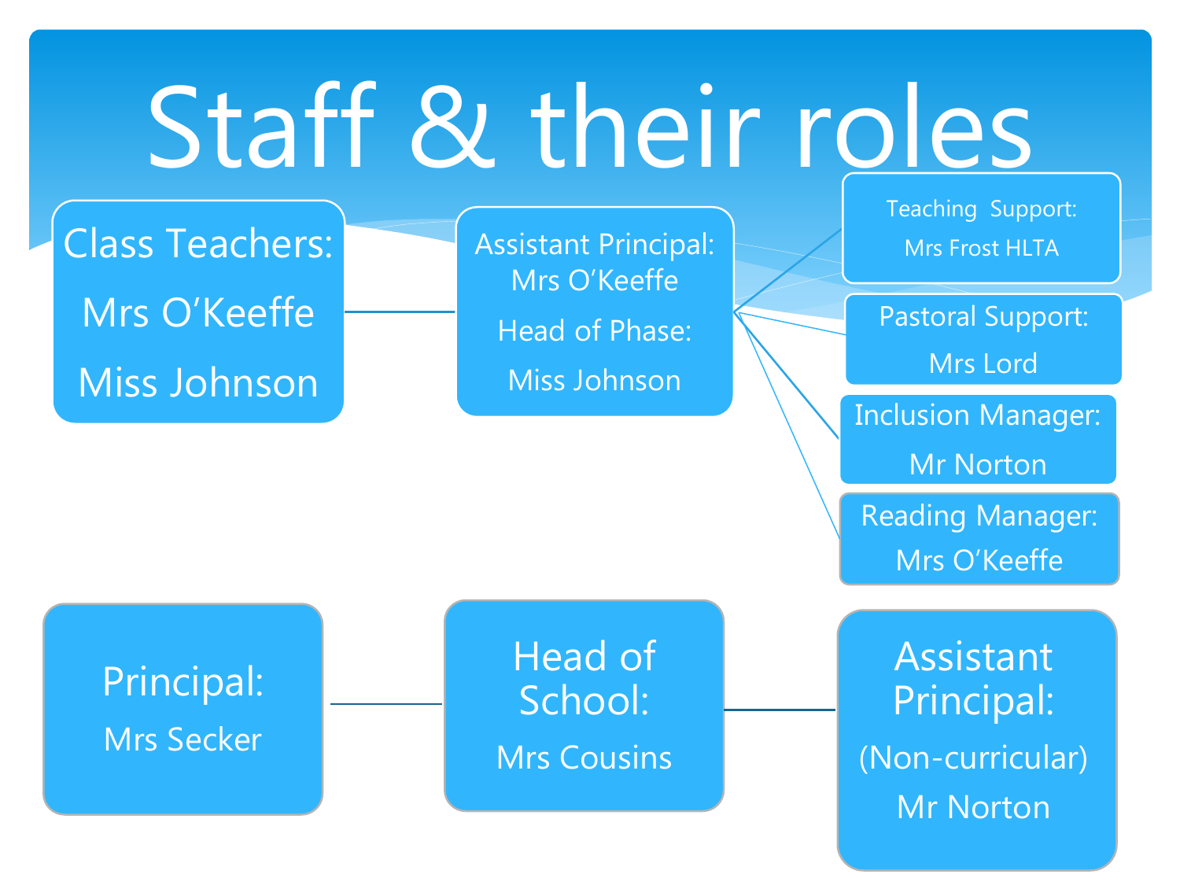# Staff & their roles

Class Teachers:

Mrs O'Keeffe

Miss Johnson

Assistant Principal:
Mrs O'Keeffe

Head of Phase:

Miss Johnson

Teaching Support:

Mrs Frost HLTA

Pastoral Support:

Mrs Lord

Inclusion Manager:

Mr Norton

Reading Manager:

Mrs O'Keeffe

Principal:

Mrs Secker

Head of School:

Mrs Cousins

Assistant Principal:

(Non-curricular)

Mr Norton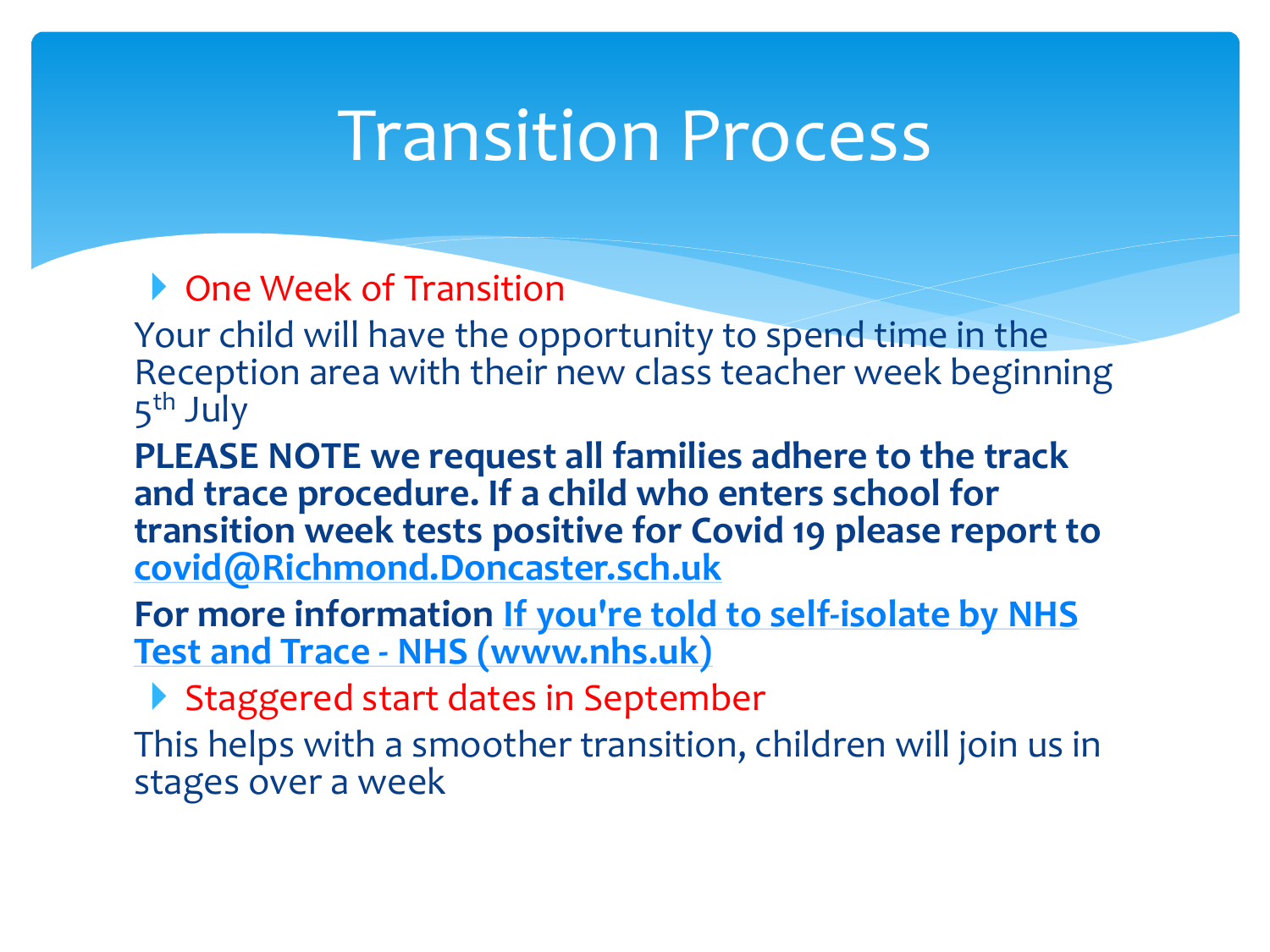# Transition Process

- One Week of Transition

Your child will have the opportunity to spend time in the Reception area with their new class teacher week beginning 5th July

**PLEASE NOTE we request all families adhere to the track and trace procedure. If a child who enters school for transition week tests positive for Covid 19 please report to [covid@Richmond.Doncaster.sch.uk](mailto:covid@Richmond.Doncaster.sch.uk)**

**For more information [If you're told to self-isolate by NHS Test and Trace - NHS (www.nhs.uk)](https://www.nhs.uk)**

- Staggered start dates in September

This helps with a smoother transition, children will join us in stages over a week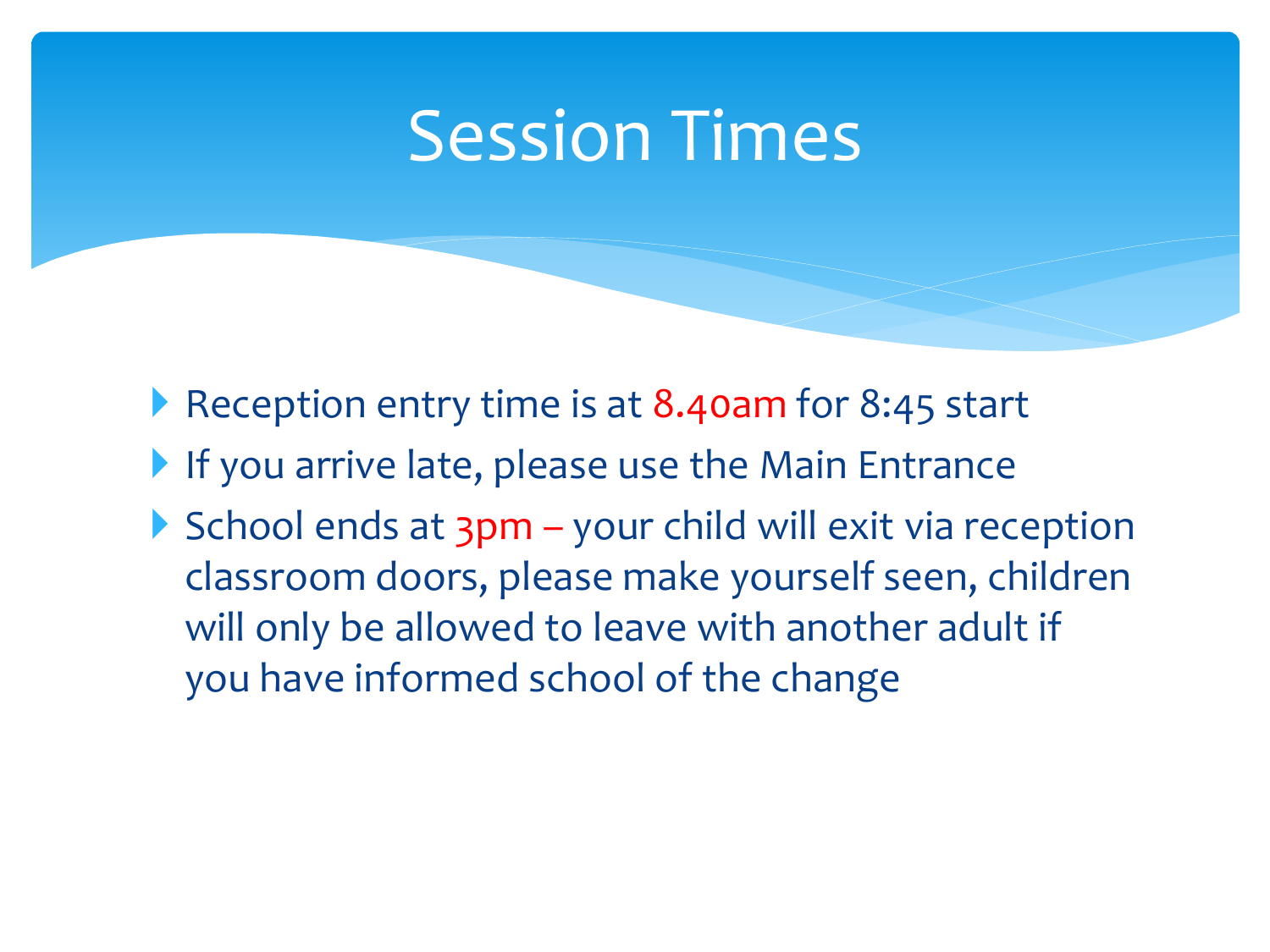# Session Times

- Reception entry time is at 8.40am for 8:45 start
- If you arrive late, please use the Main Entrance
- School ends at 3pm – your child will exit via reception classroom doors, please make yourself seen, children will only be allowed to leave with another adult if you have informed school of the change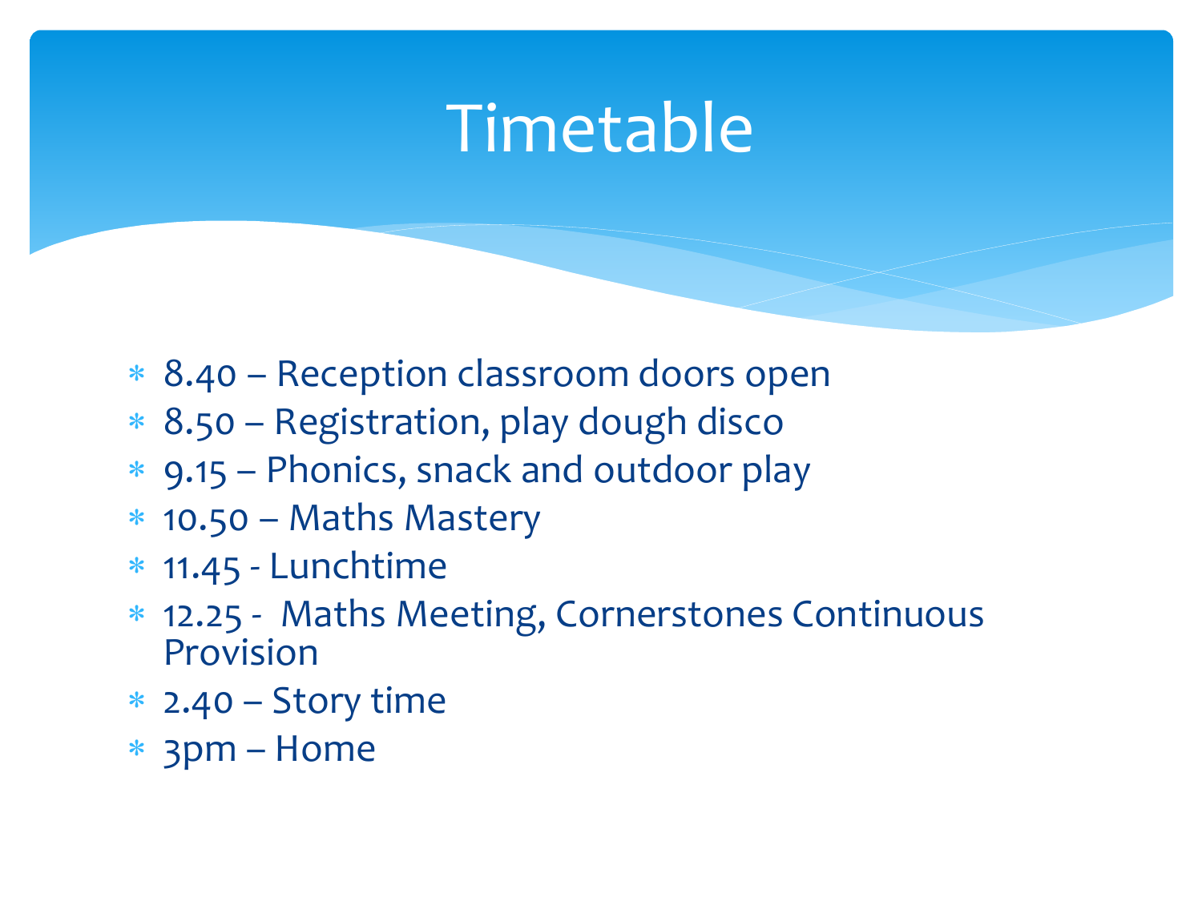# Timetable

* 8.40 – Reception classroom doors open
* 8.50 – Registration, play dough disco
* 9.15 – Phonics, snack and outdoor play
* 10.50 – Maths Mastery
* 11.45 - Lunchtime
* 12.25 - Maths Meeting, Cornerstones Continuous Provision
* 2.40 – Story time
* 3pm – Home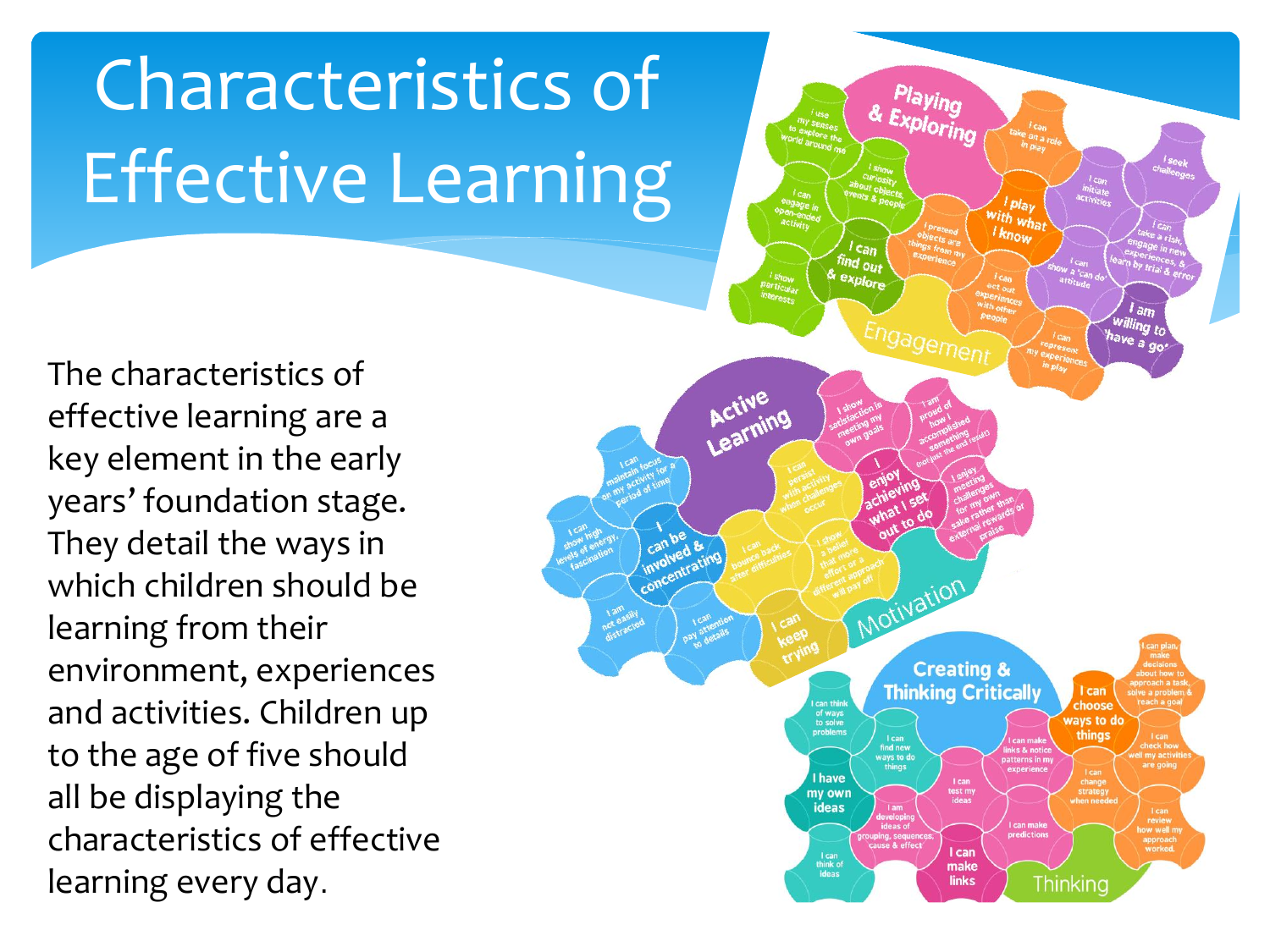# Characteristics of Effective Learning

The characteristics of effective learning are a key element in the early years' foundation stage. They detail the ways in which children should be learning from their environment, experiences and activities. Children up to the age of five should all be displaying the characteristics of effective learning every day.

## Playing & Exploring

**Engagement**

- I use my senses to explore the world around me
- I show curiosity about objects, events & people
- I can engage in open-ended activity
- I show particular interests
- **I can find out & explore**
- I pretend objects are things from my experience
- **I play with what I know**
- I can take on a role in play
- I can act out experiences with other people
- I can represent my experiences in play
- I can initiate activities
- I seek challenges
- I can take a risk, engage in new experiences, & learn by trial & error
- I show a 'can do' attitude
- **I am willing to 'have a go'**

## Active Learning

**Motivation**

- I can maintain focus on my activity for a period of time
- I can show high levels of energy, fascination
- **I can be involved & concentrating**
- I am not easily distracted
- I can pay attention to details
- I can persist with activity when challenges occur
- I can bounce back after difficulties
- I show a belief that more effort or a different approach will pay off
- **I can keep trying**
- I show satisfaction in meeting my own goals
- I am proud of how I accomplished something (not just the end result)
- **I enjoy achieving what I set out to do**
- I enjoy meeting challenges for my own sake rather than external rewards or praise

## Creating & Thinking Critically

**Thinking**

- I can think of ways to solve problems
- **I have my own ideas**
- I can think of ideas
- I can find new ways to do things
- I am developing ideas of grouping, sequences, cause & effect
- I can test my ideas
- **I can make links**
- I can make links & notice patterns in my experience
- I can make predictions
- **I can choose ways to do things**
- I can change strategy when needed
- I can plan, make decisions about how to approach a task, solve a problem & reach a goal
- I can check how well my activities are going
- I can review how well my approach worked.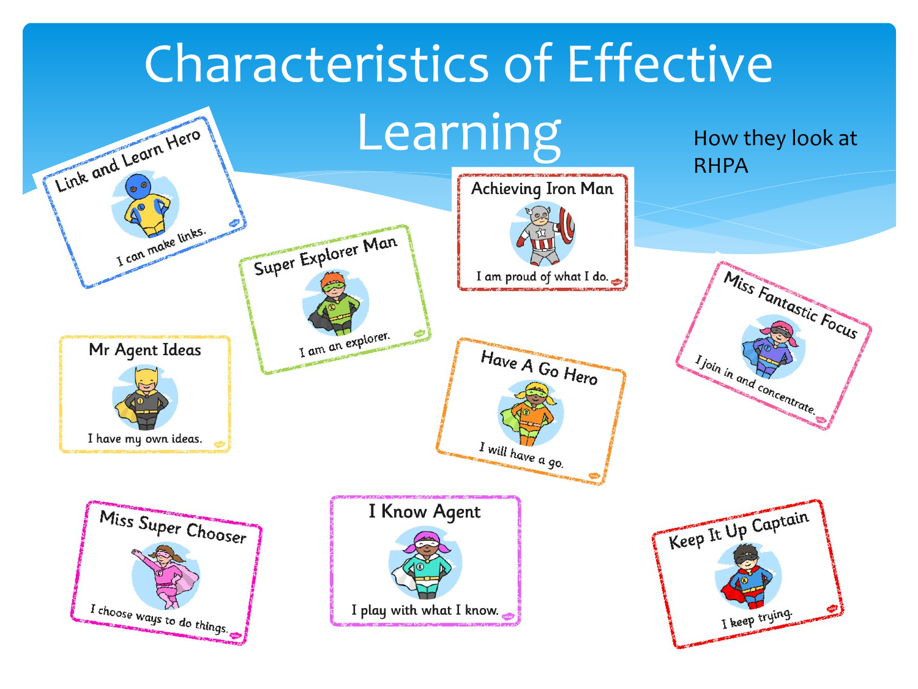# Characteristics of Effective Learning

How they look at RHPA

**Link and Learn Hero**
I can make links.

**Super Explorer Man**
I am an explorer.

**Achieving Iron Man**
I am proud of what I do.

**Miss Fantastic Focus**
I join in and concentrate.

**Mr Agent Ideas**
I have my own ideas.

**Have A Go Hero**
I will have a go.

**Miss Super Chooser**
I choose ways to do things.

**I Know Agent**
I play with what I know.

**Keep It Up Captain**
I keep trying.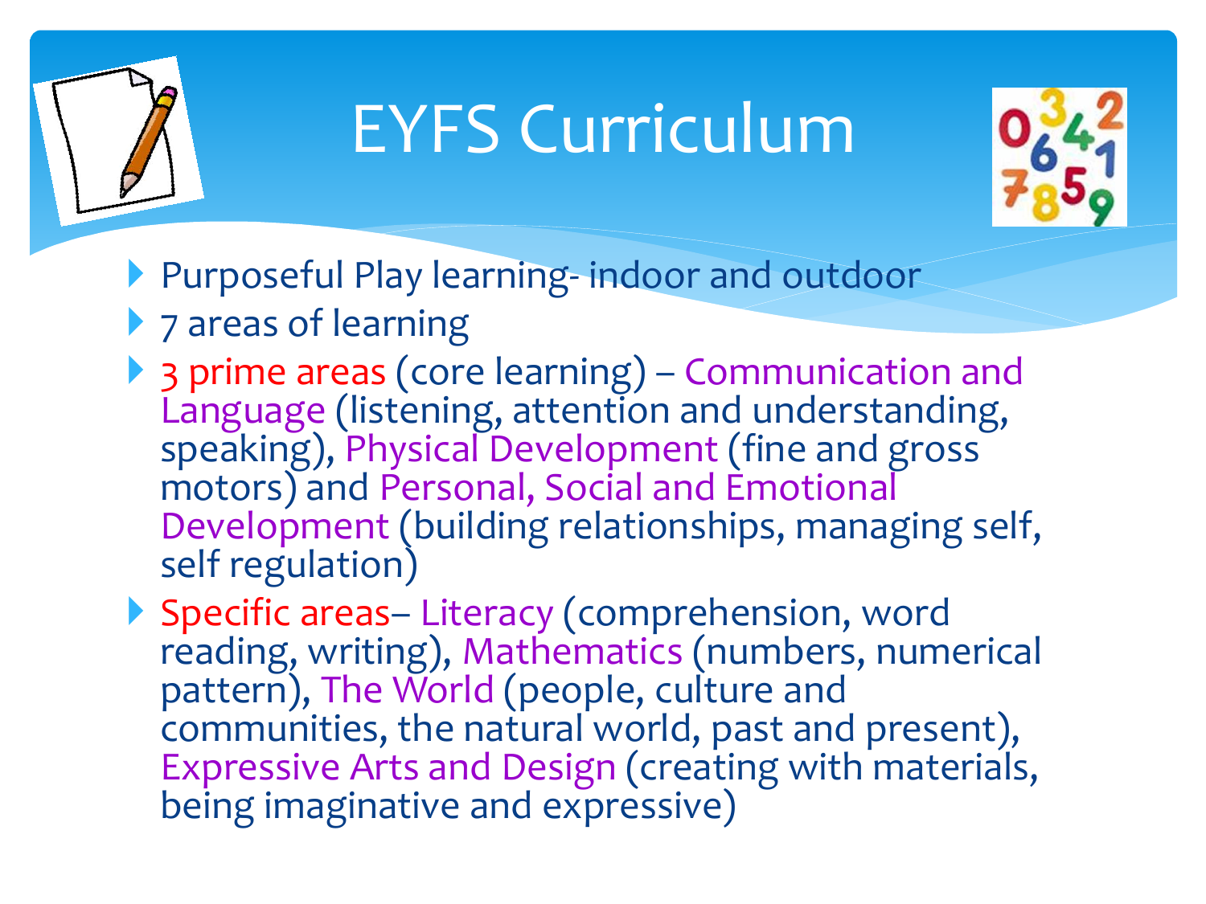# EYFS Curriculum

- Purposeful Play learning- indoor and outdoor
- 7 areas of learning
- 3 prime areas (core learning) – Communication and Language (listening, attention and understanding, speaking), Physical Development (fine and gross motors) and Personal, Social and Emotional Development (building relationships, managing self, self regulation)
- Specific areas– Literacy (comprehension, word reading, writing), Mathematics (numbers, numerical pattern), The World (people, culture and communities, the natural world, past and present), Expressive Arts and Design (creating with materials, being imaginative and expressive)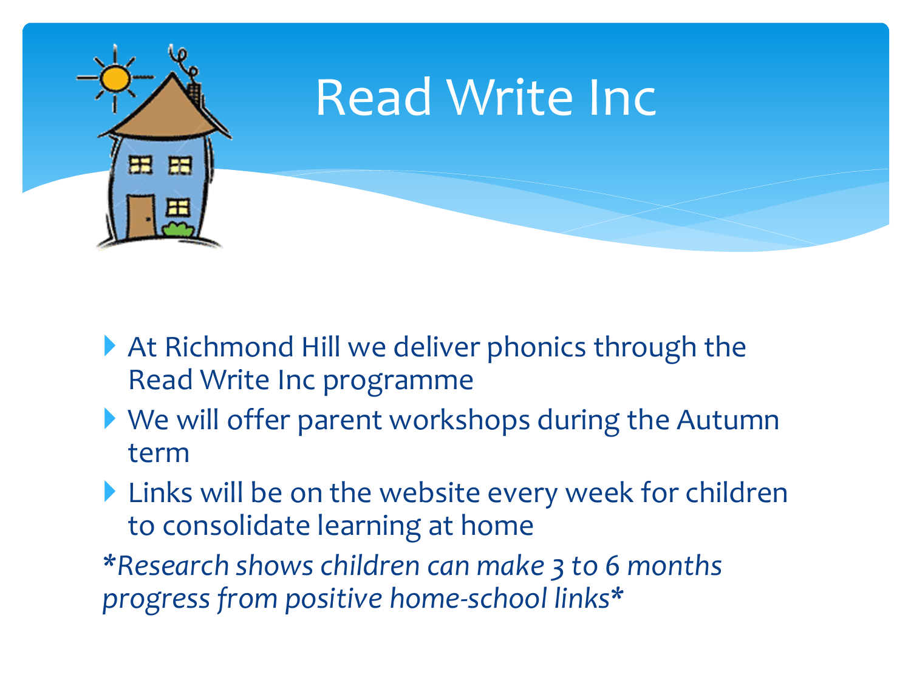# Read Write Inc

- At Richmond Hill we deliver phonics through the Read Write Inc programme
- We will offer parent workshops during the Autumn term
- Links will be on the website every week for children to consolidate learning at home

**\***Research shows children can make 3 to 6 months progress from positive home-school links**\***

# Read Write Inc

- At Richmond Hill we deliver phonics through the Read Write Inc programme
- We will offer parent workshops during the Autumn term
- Links will be on the website every week for children to consolidate learning at home

*\*Research shows children can make 3 to 6 months progress from positive home-school links\**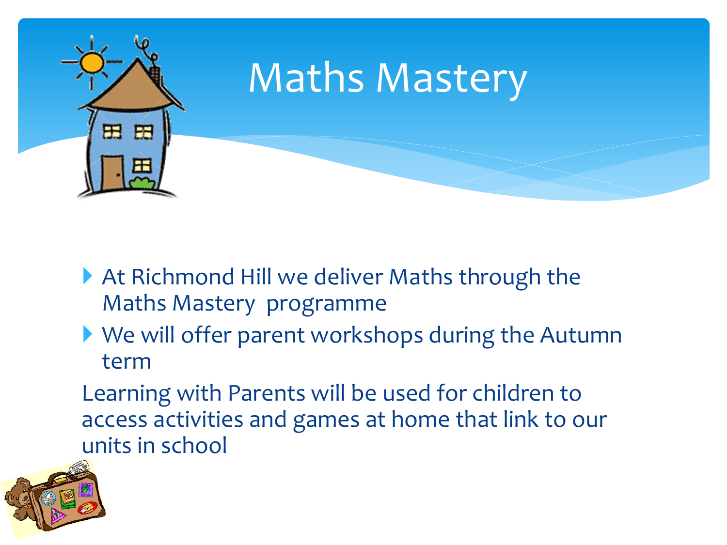# Maths Mastery

- At Richmond Hill we deliver Maths through the Maths Mastery programme
- We will offer parent workshops during the Autumn term

Learning with Parents will be used for children to access activities and games at home that link to our units in school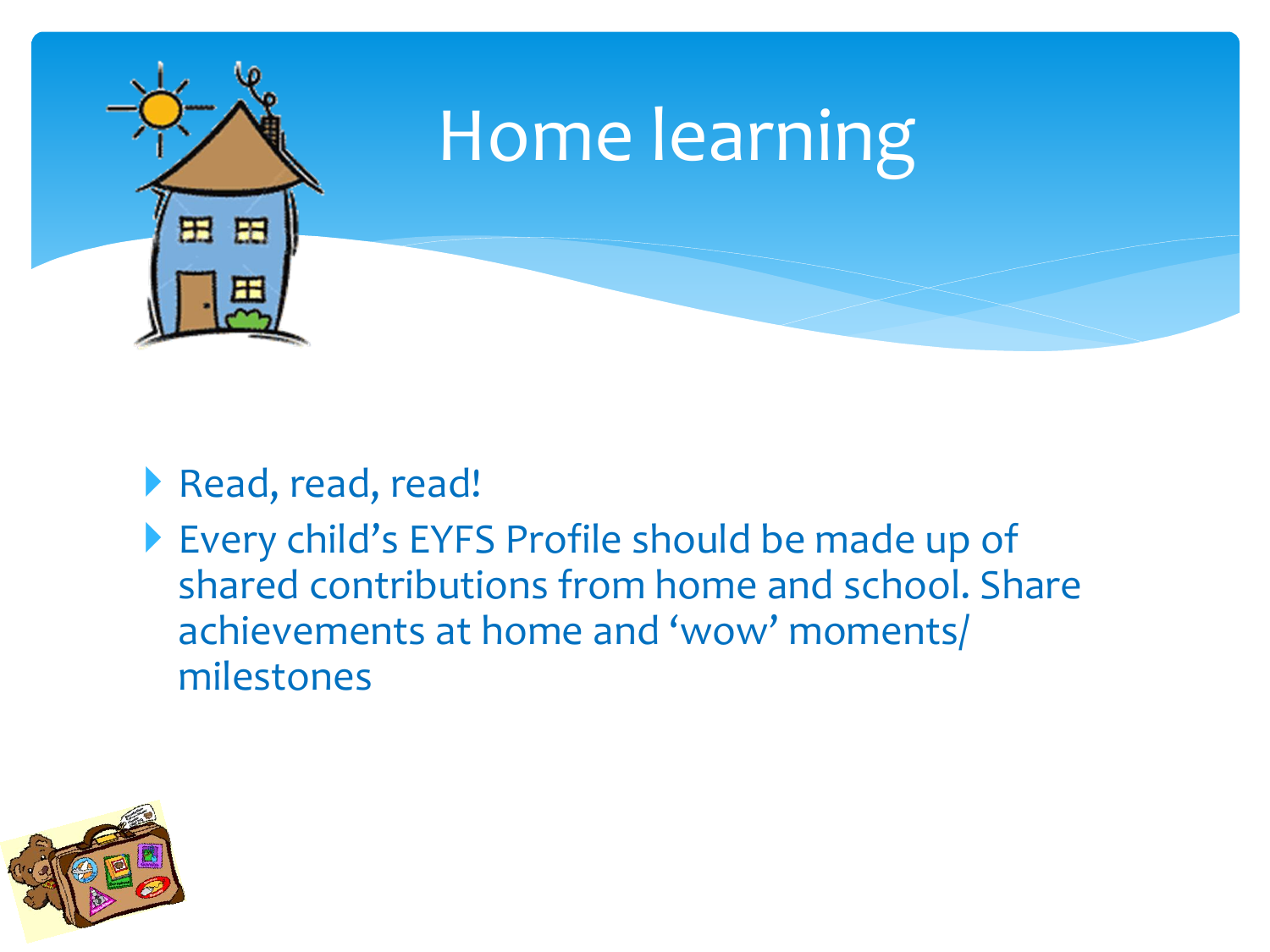# Home learning

- Read, read, read!
- Every child's EYFS Profile should be made up of shared contributions from home and school. Share achievements at home and 'wow' moments/ milestones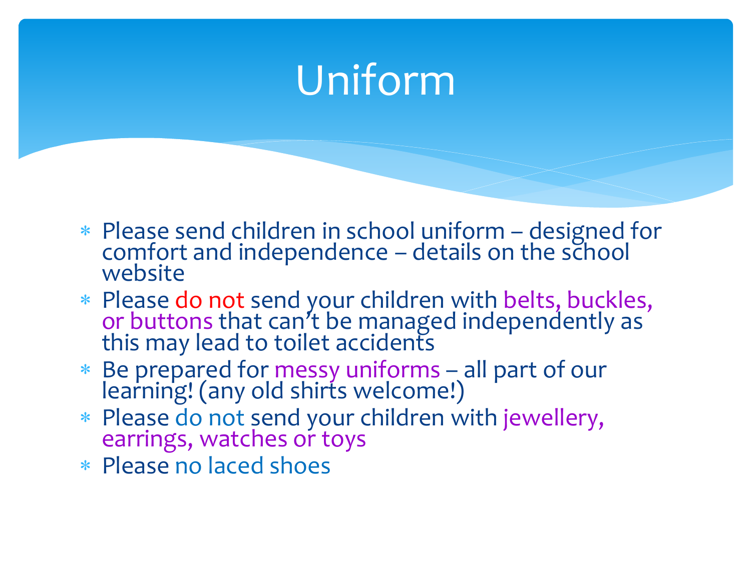# Uniform

- Please send children in school uniform – designed for comfort and independence – details on the school website
- Please do not send your children with belts, buckles, or buttons that can't be managed independently as this may lead to toilet accidents
- Be prepared for messy uniforms – all part of our learning! (any old shirts welcome!)
- Please do not send your children with jewellery, earrings, watches or toys
- Please no laced shoes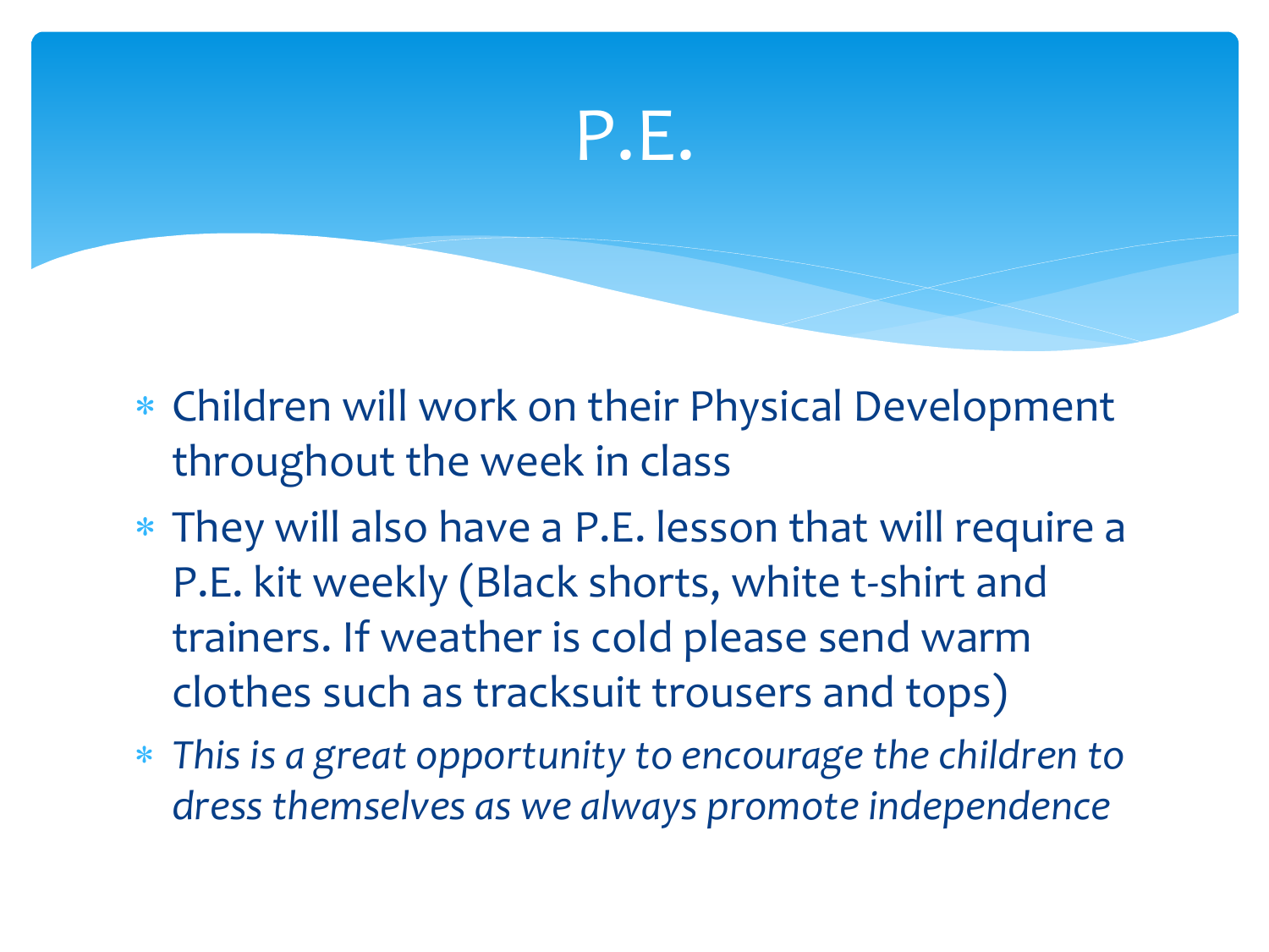# P.E.

- Children will work on their Physical Development throughout the week in class
- They will also have a P.E. lesson that will require a P.E. kit weekly (Black shorts, white t-shirt and trainers. If weather is cold please send warm clothes such as tracksuit trousers and tops)
- *This is a great opportunity to encourage the children to dress themselves as we always promote independence*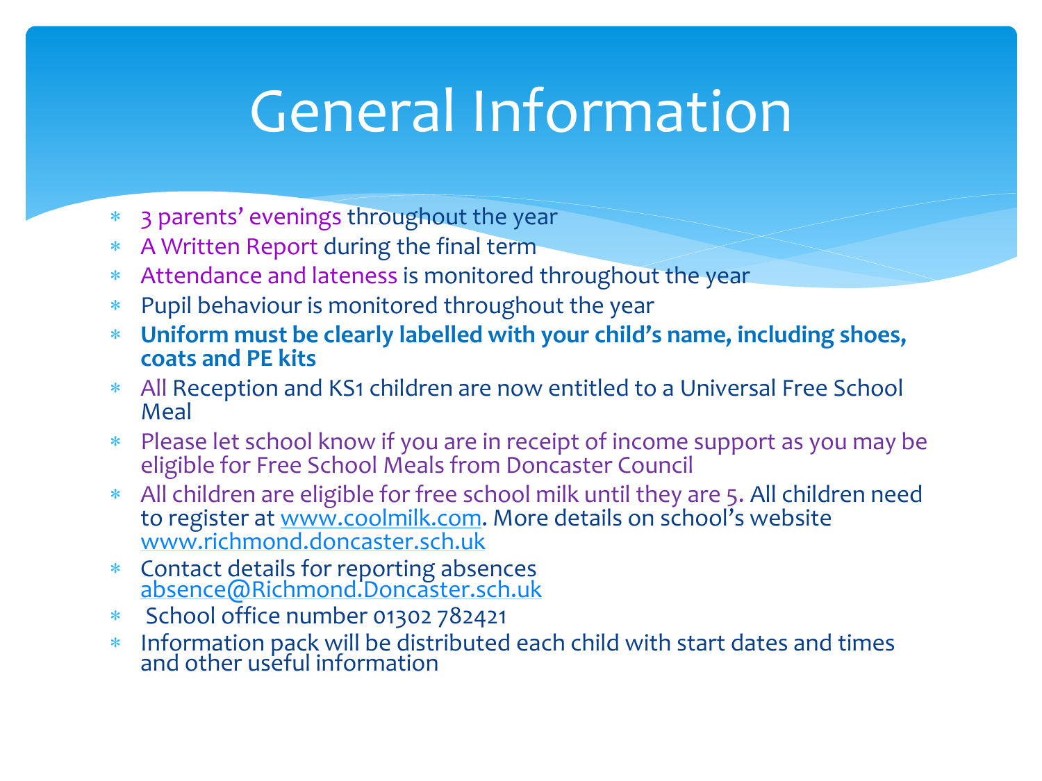# General Information

- 3 parents' evenings throughout the year
- A Written Report during the final term
- Attendance and lateness is monitored throughout the year
- Pupil behaviour is monitored throughout the year
- **Uniform must be clearly labelled with your child's name, including shoes, coats and PE kits**
- All Reception and KS1 children are now entitled to a Universal Free School Meal
- Please let school know if you are in receipt of income support as you may be eligible for Free School Meals from Doncaster Council
- All children are eligible for free school milk until they are 5. All children need to register at www.coolmilk.com. More details on school's website www.richmond.doncaster.sch.uk
- Contact details for reporting absences absence@Richmond.Doncaster.sch.uk
- School office number 01302 782421
- Information pack will be distributed each child with start dates and times and other useful information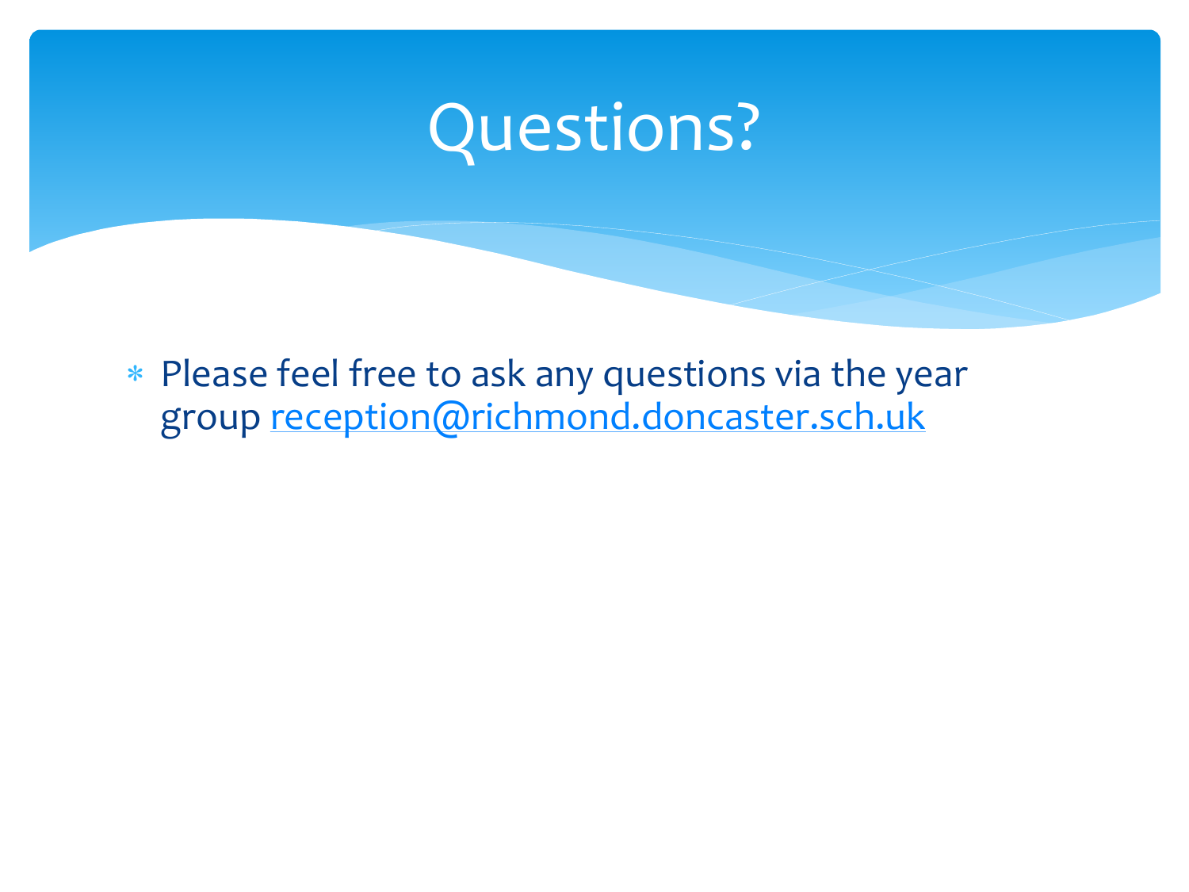# Questions?

- Please feel free to ask any questions via the year group reception@richmond.doncaster.sch.uk